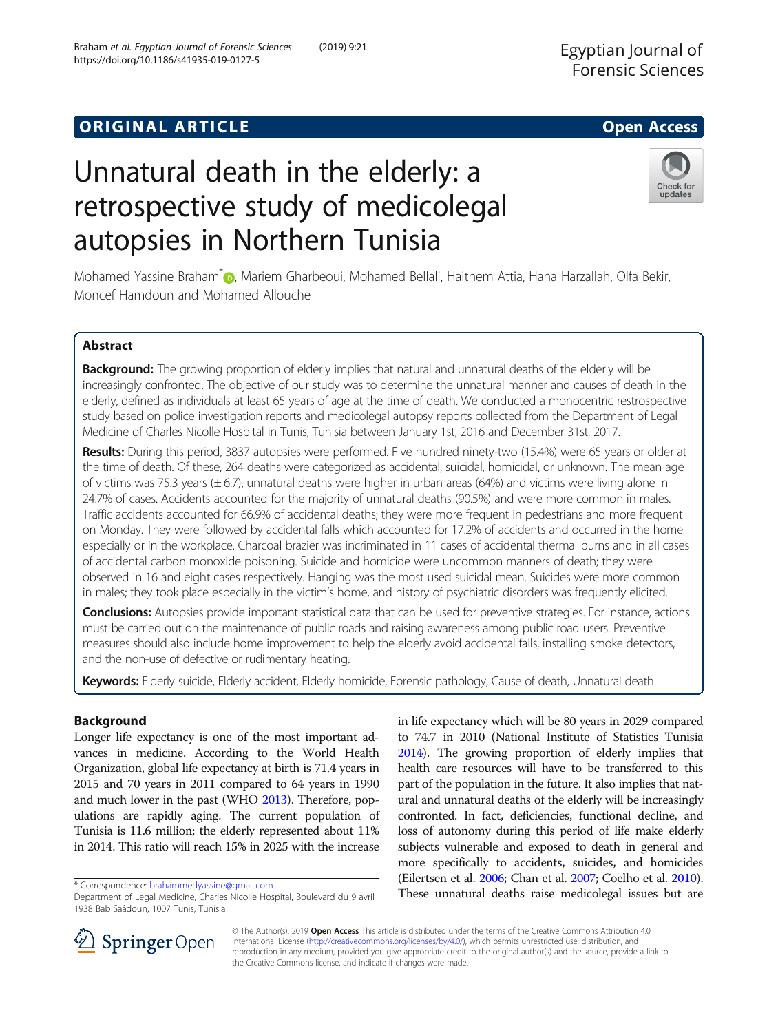ORIGINAL ARTICLE

Open Access

# Unnatural death in the elderly: a retrospective study of medicolegal autopsies in Northern Tunisia

Mohamed Yassine Braham*, Mariem Gharbeoui, Mohamed Bellali, Haithem Attia, Hana Harzallah, Olfa Bekir, Moncef Hamdoun and Mohamed Allouche

## Abstract

**Background:** The growing proportion of elderly implies that natural and unnatural deaths of the elderly will be increasingly confronted. The objective of our study was to determine the unnatural manner and causes of death in the elderly, defined as individuals at least 65 years of age at the time of death. We conducted a monocentric restrospective study based on police investigation reports and medicolegal autopsy reports collected from the Department of Legal Medicine of Charles Nicolle Hospital in Tunis, Tunisia between January 1st, 2016 and December 31st, 2017.

**Results:** During this period, 3837 autopsies were performed. Five hundred ninety-two (15.4%) were 65 years or older at the time of death. Of these, 264 deaths were categorized as accidental, suicidal, homicidal, or unknown. The mean age of victims was 75.3 years (± 6.7), unnatural deaths were higher in urban areas (64%) and victims were living alone in 24.7% of cases. Accidents accounted for the majority of unnatural deaths (90.5%) and were more common in males. Traffic accidents accounted for 66.9% of accidental deaths; they were more frequent in pedestrians and more frequent on Monday. They were followed by accidental falls which accounted for 17.2% of accidents and occurred in the home especially or in the workplace. Charcoal brazier was incriminated in 11 cases of accidental thermal burns and in all cases of accidental carbon monoxide poisoning. Suicide and homicide were uncommon manners of death; they were observed in 16 and eight cases respectively. Hanging was the most used suicidal mean. Suicides were more common in males; they took place especially in the victim's home, and history of psychiatric disorders was frequently elicited.

**Conclusions:** Autopsies provide important statistical data that can be used for preventive strategies. For instance, actions must be carried out on the maintenance of public roads and raising awareness among public road users. Preventive measures should also include home improvement to help the elderly avoid accidental falls, installing smoke detectors, and the non-use of defective or rudimentary heating.

**Keywords:** Elderly suicide, Elderly accident, Elderly homicide, Forensic pathology, Cause of death, Unnatural death

## Background

Longer life expectancy is one of the most important advances in medicine. According to the World Health Organization, global life expectancy at birth is 71.4 years in 2015 and 70 years in 2011 compared to 64 years in 1990 and much lower in the past (WHO 2013). Therefore, populations are rapidly aging. The current population of Tunisia is 11.6 million; the elderly represented about 11% in 2014. This ratio will reach 15% in 2025 with the increase in life expectancy which will be 80 years in 2029 compared to 74.7 in 2010 (National Institute of Statistics Tunisia 2014). The growing proportion of elderly implies that health care resources will have to be transferred to this part of the population in the future. It also implies that natural and unnatural deaths of the elderly will be increasingly confronted. In fact, deficiencies, functional decline, and loss of autonomy during this period of life make elderly subjects vulnerable and exposed to death in general and more specifically to accidents, suicides, and homicides (Eilertsen et al. 2006; Chan et al. 2007; Coelho et al. 2010). These unnatural deaths raise medicolegal issues but are

* Correspondence: brahammedyassine@gmail.com
Department of Legal Medicine, Charles Nicolle Hospital, Boulevard du 9 avril 1938 Bab Saâdoun, 1007 Tunis, Tunisia

© The Author(s). 2019 Open Access This article is distributed under the terms of the Creative Commons Attribution 4.0 International License (http://creativecommons.org/licenses/by/4.0/), which permits unrestricted use, distribution, and reproduction in any medium, provided you give appropriate credit to the original author(s) and the source, provide a link to the Creative Commons license, and indicate if changes were made.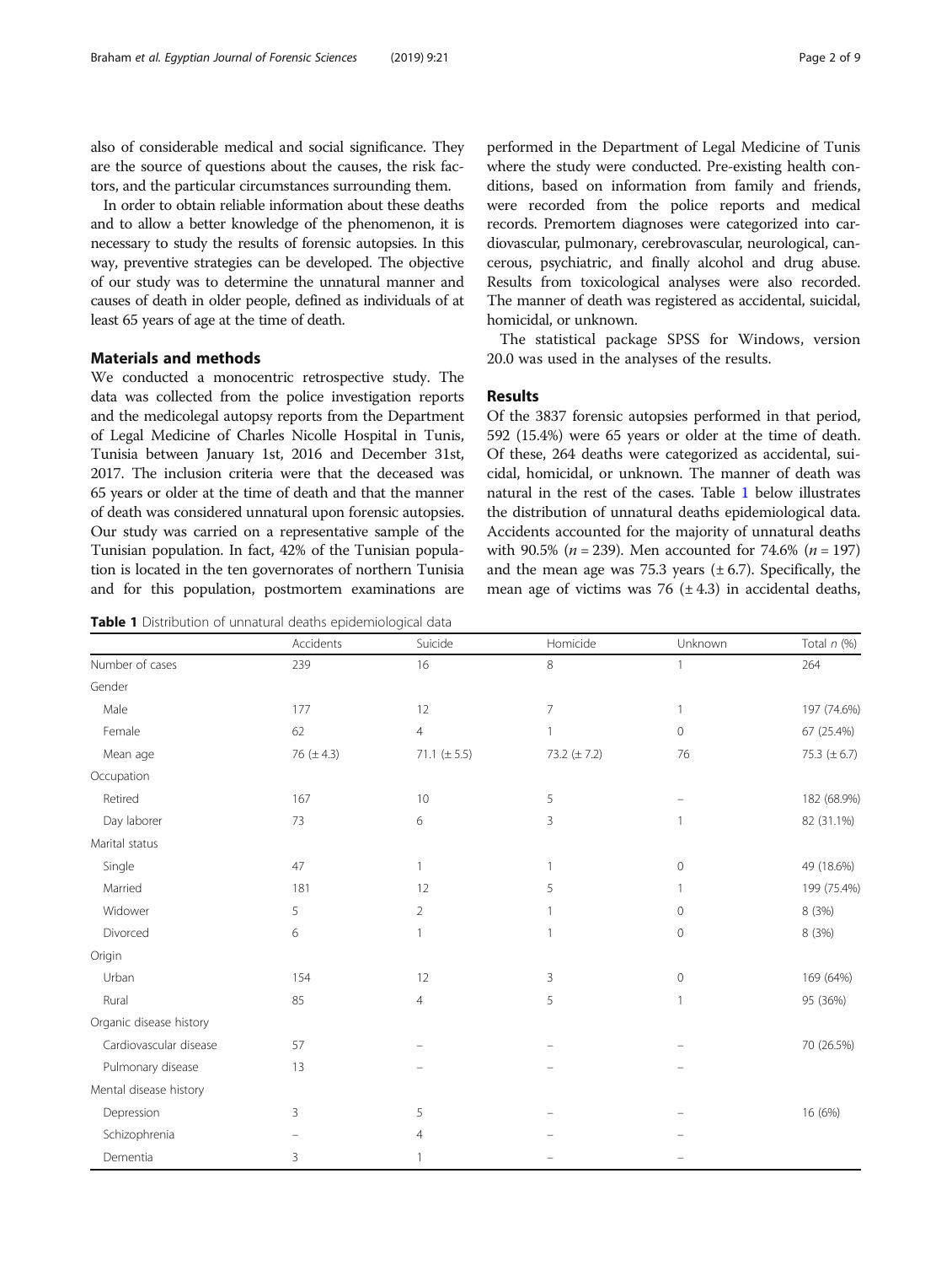also of considerable medical and social significance. They are the source of questions about the causes, the risk factors, and the particular circumstances surrounding them.

In order to obtain reliable information about these deaths and to allow a better knowledge of the phenomenon, it is necessary to study the results of forensic autopsies. In this way, preventive strategies can be developed. The objective of our study was to determine the unnatural manner and causes of death in older people, defined as individuals of at least 65 years of age at the time of death.

## Materials and methods

We conducted a monocentric retrospective study. The data was collected from the police investigation reports and the medicolegal autopsy reports from the Department of Legal Medicine of Charles Nicolle Hospital in Tunis, Tunisia between January 1st, 2016 and December 31st, 2017. The inclusion criteria were that the deceased was 65 years or older at the time of death and that the manner of death was considered unnatural upon forensic autopsies. Our study was carried on a representative sample of the Tunisian population. In fact, 42% of the Tunisian population is located in the ten governorates of northern Tunisia and for this population, postmortem examinations are performed in the Department of Legal Medicine of Tunis where the study were conducted. Pre-existing health conditions, based on information from family and friends, were recorded from the police reports and medical records. Premortem diagnoses were categorized into cardiovascular, pulmonary, cerebrovascular, neurological, cancerous, psychiatric, and finally alcohol and drug abuse. Results from toxicological analyses were also recorded. The manner of death was registered as accidental, suicidal, homicidal, or unknown.

The statistical package SPSS for Windows, version 20.0 was used in the analyses of the results.

## Results

Of the 3837 forensic autopsies performed in that period, 592 (15.4%) were 65 years or older at the time of death. Of these, 264 deaths were categorized as accidental, suicidal, homicidal, or unknown. The manner of death was natural in the rest of the cases. Table 1 below illustrates the distribution of unnatural deaths epidemiological data. Accidents accounted for the majority of unnatural deaths with 90.5% ($n = 239$). Men accounted for 74.6% ($n = 197$) and the mean age was 75.3 years (± 6.7). Specifically, the mean age of victims was 76 (± 4.3) in accidental deaths,

**Table 1** Distribution of unnatural deaths epidemiological data

| | Accidents | Suicide | Homicide | Unknown | Total *n* (%) |
|---|---|---|---|---|---|
| Number of cases | 239 | 16 | 8 | 1 | 264 |
| Gender | | | | | |
| Male | 177 | 12 | 7 | 1 | 197 (74.6%) |
| Female | 62 | 4 | 1 | 0 | 67 (25.4%) |
| Mean age | 76 (± 4.3) | 71.1 (± 5.5) | 73.2 (± 7.2) | 76 | 75.3 (± 6.7) |
| Occupation | | | | | |
| Retired | 167 | 10 | 5 | – | 182 (68.9%) |
| Day laborer | 73 | 6 | 3 | 1 | 82 (31.1%) |
| Marital status | | | | | |
| Single | 47 | 1 | 1 | 0 | 49 (18.6%) |
| Married | 181 | 12 | 5 | 1 | 199 (75.4%) |
| Widower | 5 | 2 | 1 | 0 | 8 (3%) |
| Divorced | 6 | 1 | 1 | 0 | 8 (3%) |
| Origin | | | | | |
| Urban | 154 | 12 | 3 | 0 | 169 (64%) |
| Rural | 85 | 4 | 5 | 1 | 95 (36%) |
| Organic disease history | | | | | |
| Cardiovascular disease | 57 | – | – | – | 70 (26.5%) |
| Pulmonary disease | 13 | – | – | – | |
| Mental disease history | | | | | |
| Depression | 3 | 5 | – | – | 16 (6%) |
| Schizophrenia | – | 4 | – | – | |
| Dementia | 3 | 1 | – | – | |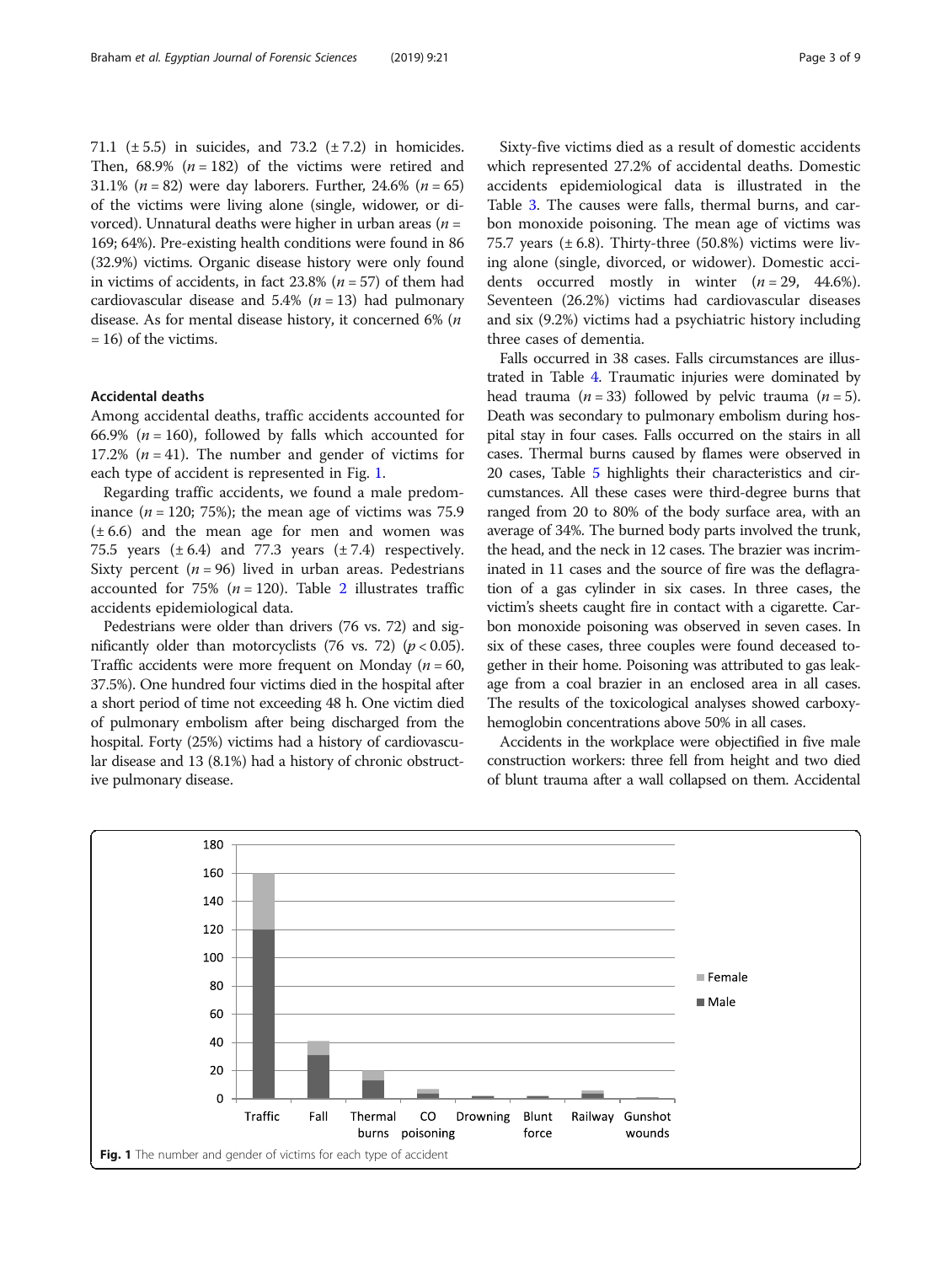71.1 (± 5.5) in suicides, and 73.2 (± 7.2) in homicides. Then, 68.9% ($n = 182$) of the victims were retired and 31.1% ($n = 82$) were day laborers. Further, 24.6% ($n = 65$) of the victims were living alone (single, widower, or divorced). Unnatural deaths were higher in urban areas ($n = 169$; 64%). Pre-existing health conditions were found in 86 (32.9%) victims. Organic disease history were only found in victims of accidents, in fact 23.8% ($n = 57$) of them had cardiovascular disease and 5.4% ($n = 13$) had pulmonary disease. As for mental disease history, it concerned 6% ($n = 16$) of the victims.

### Accidental deaths

Among accidental deaths, traffic accidents accounted for 66.9% ($n = 160$), followed by falls which accounted for 17.2% ($n = 41$). The number and gender of victims for each type of accident is represented in Fig. 1.

Regarding traffic accidents, we found a male predominance ($n = 120$; 75%); the mean age of victims was 75.9 (± 6.6) and the mean age for men and women was 75.5 years (± 6.4) and 77.3 years (± 7.4) respectively. Sixty percent ($n = 96$) lived in urban areas. Pedestrians accounted for 75% ($n = 120$). Table 2 illustrates traffic accidents epidemiological data.

Pedestrians were older than drivers (76 vs. 72) and significantly older than motorcyclists (76 vs. 72) ($p < 0.05$). Traffic accidents were more frequent on Monday ($n = 60$, 37.5%). One hundred four victims died in the hospital after a short period of time not exceeding 48 h. One victim died of pulmonary embolism after being discharged from the hospital. Forty (25%) victims had a history of cardiovascular disease and 13 (8.1%) had a history of chronic obstructive pulmonary disease.

Sixty-five victims died as a result of domestic accidents which represented 27.2% of accidental deaths. Domestic accidents epidemiological data is illustrated in the Table 3. The causes were falls, thermal burns, and carbon monoxide poisoning. The mean age of victims was 75.7 years (± 6.8). Thirty-three (50.8%) victims were living alone (single, divorced, or widower). Domestic accidents occurred mostly in winter ($n = 29$, 44.6%). Seventeen (26.2%) victims had cardiovascular diseases and six (9.2%) victims had a psychiatric history including three cases of dementia.

Falls occurred in 38 cases. Falls circumstances are illustrated in Table 4. Traumatic injuries were dominated by head trauma ($n = 33$) followed by pelvic trauma ($n = 5$). Death was secondary to pulmonary embolism during hospital stay in four cases. Falls occurred on the stairs in all cases. Thermal burns caused by flames were observed in 20 cases, Table 5 highlights their characteristics and circumstances. All these cases were third-degree burns that ranged from 20 to 80% of the body surface area, with an average of 34%. The burned body parts involved the trunk, the head, and the neck in 12 cases. The brazier was incriminated in 11 cases and the source of fire was the deflagration of a gas cylinder in six cases. In three cases, the victim's sheets caught fire in contact with a cigarette. Carbon monoxide poisoning was observed in seven cases. In six of these cases, three couples were found deceased together in their home. Poisoning was attributed to gas leakage from a coal brazier in an enclosed area in all cases. The results of the toxicological analyses showed carboxyhemoglobin concentrations above 50% in all cases.

Accidents in the workplace were objectified in five male construction workers: three fell from height and two died of blunt trauma after a wall collapsed on them. Accidental

**Fig. 1** The number and gender of victims for each type of accident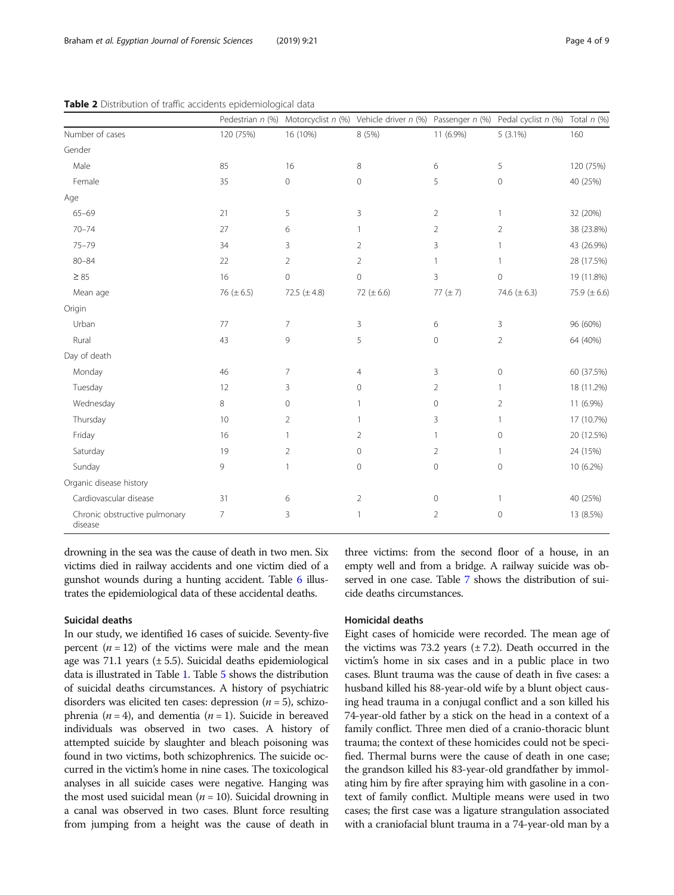**Table 2** Distribution of traffic accidents epidemiological data

| | Pedestrian *n* (%) | Motorcyclist *n* (%) | Vehicle driver *n* (%) | Passenger *n* (%) | Pedal cyclist *n* (%) | Total *n* (%) |
|---|---|---|---|---|---|---|
| Number of cases | 120 (75%) | 16 (10%) | 8 (5%) | 11 (6.9%) | 5 (3.1%) | 160 |
| Gender | | | | | | |
| Male | 85 | 16 | 8 | 6 | 5 | 120 (75%) |
| Female | 35 | 0 | 0 | 5 | 0 | 40 (25%) |
| Age | | | | | | |
| 65–69 | 21 | 5 | 3 | 2 | 1 | 32 (20%) |
| 70–74 | 27 | 6 | 1 | 2 | 2 | 38 (23.8%) |
| 75–79 | 34 | 3 | 2 | 3 | 1 | 43 (26.9%) |
| 80–84 | 22 | 2 | 2 | 1 | 1 | 28 (17.5%) |
| ≥ 85 | 16 | 0 | 0 | 3 | 0 | 19 (11.8%) |
| Mean age | 76 (± 6.5) | 72.5 (± 4.8) | 72 (± 6.6) | 77 (± 7) | 74.6 (± 6.3) | 75.9 (± 6.6) |
| Origin | | | | | | |
| Urban | 77 | 7 | 3 | 6 | 3 | 96 (60%) |
| Rural | 43 | 9 | 5 | 0 | 2 | 64 (40%) |
| Day of death | | | | | | |
| Monday | 46 | 7 | 4 | 3 | 0 | 60 (37.5%) |
| Tuesday | 12 | 3 | 0 | 2 | 1 | 18 (11.2%) |
| Wednesday | 8 | 0 | 1 | 0 | 2 | 11 (6.9%) |
| Thursday | 10 | 2 | 1 | 3 | 1 | 17 (10.7%) |
| Friday | 16 | 1 | 2 | 1 | 0 | 20 (12.5%) |
| Saturday | 19 | 2 | 0 | 2 | 1 | 24 (15%) |
| Sunday | 9 | 1 | 0 | 0 | 0 | 10 (6.2%) |
| Organic disease history | | | | | | |
| Cardiovascular disease | 31 | 6 | 2 | 0 | 1 | 40 (25%) |
| Chronic obstructive pulmonary disease | 7 | 3 | 1 | 2 | 0 | 13 (8.5%) |

drowning in the sea was the cause of death in two men. Six victims died in railway accidents and one victim died of a gunshot wounds during a hunting accident. Table 6 illustrates the epidemiological data of these accidental deaths.

### Suicidal deaths

In our study, we identified 16 cases of suicide. Seventy-five percent ($n = 12$) of the victims were male and the mean age was 71.1 years (± 5.5). Suicidal deaths epidemiological data is illustrated in Table 1. Table 5 shows the distribution of suicidal deaths circumstances. A history of psychiatric disorders was elicited ten cases: depression ($n = 5$), schizophrenia ($n = 4$), and dementia ($n = 1$). Suicide in bereaved individuals was observed in two cases. A history of attempted suicide by slaughter and bleach poisoning was found in two victims, both schizophrenics. The suicide occurred in the victim's home in nine cases. The toxicological analyses in all suicide cases were negative. Hanging was the most used suicidal mean ($n = 10$). Suicidal drowning in a canal was observed in two cases. Blunt force resulting from jumping from a height was the cause of death in three victims: from the second floor of a house, in an empty well and from a bridge. A railway suicide was observed in one case. Table 7 shows the distribution of suicide deaths circumstances.

### Homicidal deaths

Eight cases of homicide were recorded. The mean age of the victims was 73.2 years (± 7.2). Death occurred in the victim's home in six cases and in a public place in two cases. Blunt trauma was the cause of death in five cases: a husband killed his 88-year-old wife by a blunt object causing head trauma in a conjugal conflict and a son killed his 74-year-old father by a stick on the head in a context of a family conflict. Three men died of a cranio-thoracic blunt trauma; the context of these homicides could not be specified. Thermal burns were the cause of death in one case; the grandson killed his 83-year-old grandfather by immolating him by fire after spraying him with gasoline in a context of family conflict. Multiple means were used in two cases; the first case was a ligature strangulation associated with a craniofacial blunt trauma in a 74-year-old man by a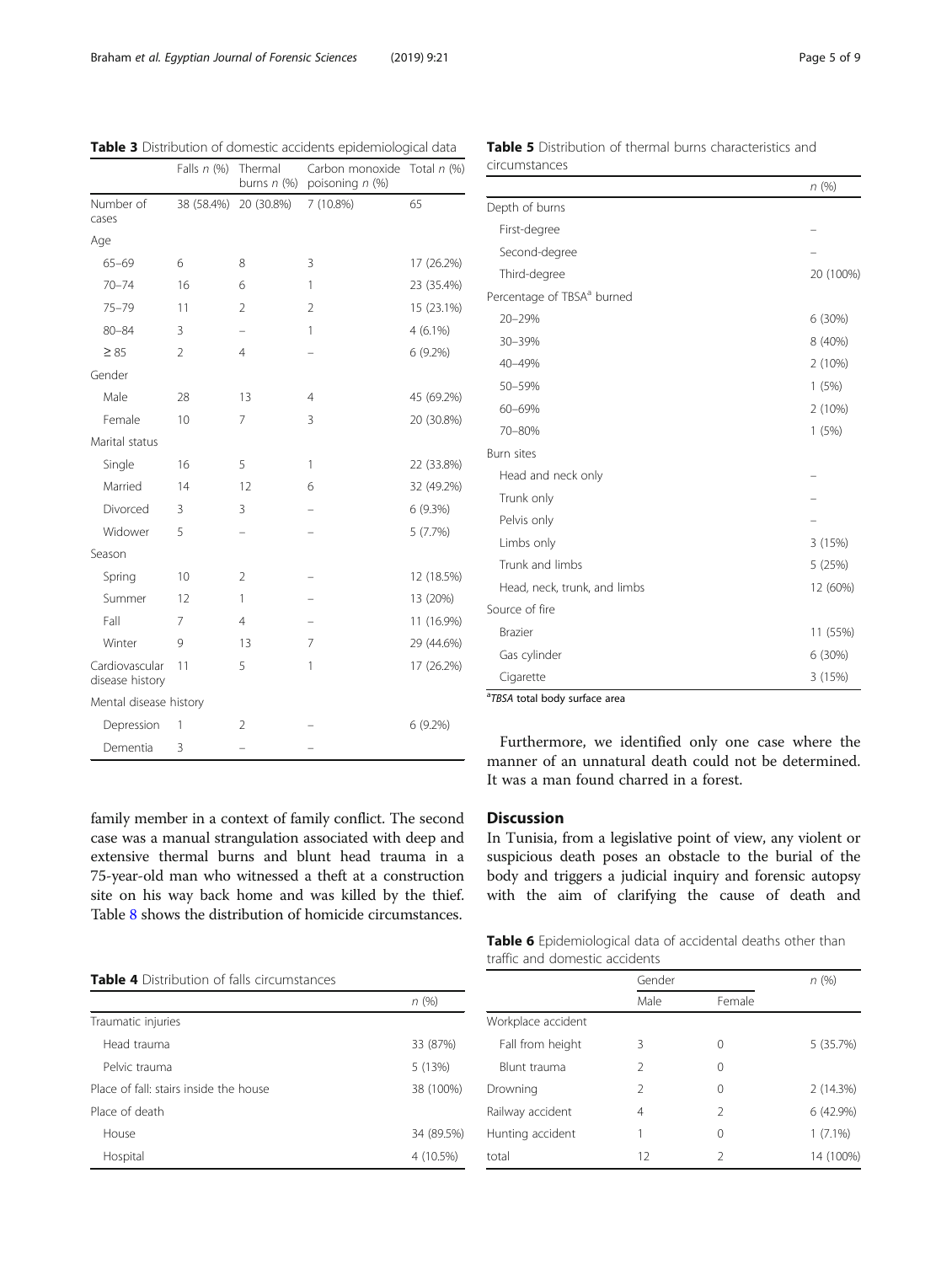**Table 3** Distribution of domestic accidents epidemiological data

| | Falls n (%) | Thermal burns n (%) | Carbon monoxide poisoning n (%) | Total n (%) |
|---|---|---|---|---|
| Number of cases | 38 (58.4%) | 20 (30.8%) | 7 (10.8%) | 65 |
| Age | | | | |
| 65–69 | 6 | 8 | 3 | 17 (26.2%) |
| 70–74 | 16 | 6 | 1 | 23 (35.4%) |
| 75–79 | 11 | 2 | 2 | 15 (23.1%) |
| 80–84 | 3 | – | 1 | 4 (6.1%) |
| ≥ 85 | 2 | 4 | – | 6 (9.2%) |
| Gender | | | | |
| Male | 28 | 13 | 4 | 45 (69.2%) |
| Female | 10 | 7 | 3 | 20 (30.8%) |
| Marital status | | | | |
| Single | 16 | 5 | 1 | 22 (33.8%) |
| Married | 14 | 12 | 6 | 32 (49.2%) |
| Divorced | 3 | 3 | – | 6 (9.3%) |
| Widower | 5 | – | – | 5 (7.7%) |
| Season | | | | |
| Spring | 10 | 2 | – | 12 (18.5%) |
| Summer | 12 | 1 | – | 13 (20%) |
| Fall | 7 | 4 | – | 11 (16.9%) |
| Winter | 9 | 13 | 7 | 29 (44.6%) |
| Cardiovascular disease history | 11 | 5 | 1 | 17 (26.2%) |
| Mental disease history | | | | |
| Depression | 1 | 2 | – | 6 (9.2%) |
| Dementia | 3 | – | – | |

family member in a context of family conflict. The second case was a manual strangulation associated with deep and extensive thermal burns and blunt head trauma in a 75-year-old man who witnessed a theft at a construction site on his way back home and was killed by the thief. Table 8 shows the distribution of homicide circumstances.

**Table 4** Distribution of falls circumstances

| | n (%) |
|---|---|
| Traumatic injuries | |
| Head trauma | 33 (87%) |
| Pelvic trauma | 5 (13%) |
| Place of fall: stairs inside the house | 38 (100%) |
| Place of death | |
| House | 34 (89.5%) |
| Hospital | 4 (10.5%) |

**Table 5** Distribution of thermal burns characteristics and circumstances

| | n (%) |
|---|---|
| Depth of burns | |
| First-degree | – |
| Second-degree | – |
| Third-degree | 20 (100%) |
| Percentage of TBSA[a] burned | |
| 20–29% | 6 (30%) |
| 30–39% | 8 (40%) |
| 40–49% | 2 (10%) |
| 50–59% | 1 (5%) |
| 60–69% | 2 (10%) |
| 70–80% | 1 (5%) |
| Burn sites | |
| Head and neck only | – |
| Trunk only | – |
| Pelvis only | – |
| Limbs only | 3 (15%) |
| Trunk and limbs | 5 (25%) |
| Head, neck, trunk, and limbs | 12 (60%) |
| Source of fire | |
| Brazier | 11 (55%) |
| Gas cylinder | 6 (30%) |
| Cigarette | 3 (15%) |

[a]*TBSA* total body surface area

Furthermore, we identified only one case where the manner of an unnatural death could not be determined. It was a man found charred in a forest.

## Discussion

In Tunisia, from a legislative point of view, any violent or suspicious death poses an obstacle to the burial of the body and triggers a judicial inquiry and forensic autopsy with the aim of clarifying the cause of death and

**Table 6** Epidemiological data of accidental deaths other than traffic and domestic accidents

| | Gender | | n (%) |
|---|---|---|---|
| | Male | Female | |
| Workplace accident | | | |
| Fall from height | 3 | 0 | 5 (35.7%) |
| Blunt trauma | 2 | 0 | |
| Drowning | 2 | 0 | 2 (14.3%) |
| Railway accident | 4 | 2 | 6 (42.9%) |
| Hunting accident | 1 | 0 | 1 (7.1%) |
| total | 12 | 2 | 14 (100%) |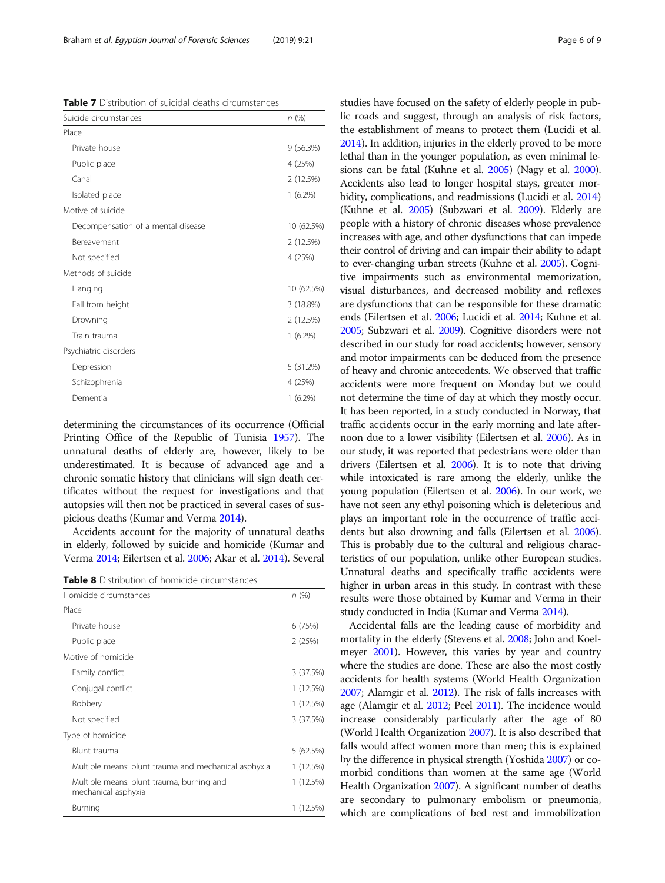**Table 7** Distribution of suicidal deaths circumstances

| Suicide circumstances | n (%) |
|---|---|
| Place | |
| Private house | 9 (56.3%) |
| Public place | 4 (25%) |
| Canal | 2 (12.5%) |
| Isolated place | 1 (6.2%) |
| Motive of suicide | |
| Decompensation of a mental disease | 10 (62.5%) |
| Bereavement | 2 (12.5%) |
| Not specified | 4 (25%) |
| Methods of suicide | |
| Hanging | 10 (62.5%) |
| Fall from height | 3 (18.8%) |
| Drowning | 2 (12.5%) |
| Train trauma | 1 (6.2%) |
| Psychiatric disorders | |
| Depression | 5 (31.2%) |
| Schizophrenia | 4 (25%) |
| Dementia | 1 (6.2%) |

determining the circumstances of its occurrence (Official Printing Office of the Republic of Tunisia 1957). The unnatural deaths of elderly are, however, likely to be underestimated. It is because of advanced age and a chronic somatic history that clinicians will sign death certificates without the request for investigations and that autopsies will then not be practiced in several cases of suspicious deaths (Kumar and Verma 2014).

Accidents account for the majority of unnatural deaths in elderly, followed by suicide and homicide (Kumar and Verma 2014; Eilertsen et al. 2006; Akar et al. 2014). Several studies have focused on the safety of elderly people in public roads and suggest, through an analysis of risk factors, the establishment of means to protect them (Lucidi et al. 2014). In addition, injuries in the elderly proved to be more lethal than in the younger population, as even minimal lesions can be fatal (Kuhne et al. 2005) (Nagy et al. 2000). Accidents also lead to longer hospital stays, greater morbidity, complications, and readmissions (Lucidi et al. 2014) (Kuhne et al. 2005) (Subzwari et al. 2009). Elderly are people with a history of chronic diseases whose prevalence increases with age, and other dysfunctions that can impede their control of driving and can impair their ability to adapt to ever-changing urban streets (Kuhne et al. 2005). Cognitive impairments such as environmental memorization, visual disturbances, and decreased mobility and reflexes are dysfunctions that can be responsible for these dramatic ends (Eilertsen et al. 2006; Lucidi et al. 2014; Kuhne et al. 2005; Subzwari et al. 2009). Cognitive disorders were not described in our study for road accidents; however, sensory and motor impairments can be deduced from the presence of heavy and chronic antecedents. We observed that traffic accidents were more frequent on Monday but we could not determine the time of day at which they mostly occur. It has been reported, in a study conducted in Norway, that traffic accidents occur in the early morning and late afternoon due to a lower visibility (Eilertsen et al. 2006). As in our study, it was reported that pedestrians were older than drivers (Eilertsen et al. 2006). It is to note that driving while intoxicated is rare among the elderly, unlike the young population (Eilertsen et al. 2006). In our work, we have not seen any ethyl poisoning which is deleterious and plays an important role in the occurrence of traffic accidents but also drowning and falls (Eilertsen et al. 2006). This is probably due to the cultural and religious characteristics of our population, unlike other European studies. Unnatural deaths and specifically traffic accidents were higher in urban areas in this study. In contrast with these results were those obtained by Kumar and Verma in their study conducted in India (Kumar and Verma 2014).

**Table 8** Distribution of homicide circumstances

| Homicide circumstances | n (%) |
|---|---|
| Place | |
| Private house | 6 (75%) |
| Public place | 2 (25%) |
| Motive of homicide | |
| Family conflict | 3 (37.5%) |
| Conjugal conflict | 1 (12.5%) |
| Robbery | 1 (12.5%) |
| Not specified | 3 (37.5%) |
| Type of homicide | |
| Blunt trauma | 5 (62.5%) |
| Multiple means: blunt trauma and mechanical asphyxia | 1 (12.5%) |
| Multiple means: blunt trauma, burning and mechanical asphyxia | 1 (12.5%) |
| Burning | 1 (12.5%) |

Accidental falls are the leading cause of morbidity and mortality in the elderly (Stevens et al. 2008; John and Koelmeyer 2001). However, this varies by year and country where the studies are done. These are also the most costly accidents for health systems (World Health Organization 2007; Alamgir et al. 2012). The risk of falls increases with age (Alamgir et al. 2012; Peel 2011). The incidence would increase considerably particularly after the age of 80 (World Health Organization 2007). It is also described that falls would affect women more than men; this is explained by the difference in physical strength (Yoshida 2007) or comorbid conditions than women at the same age (World Health Organization 2007). A significant number of deaths are secondary to pulmonary embolism or pneumonia, which are complications of bed rest and immobilization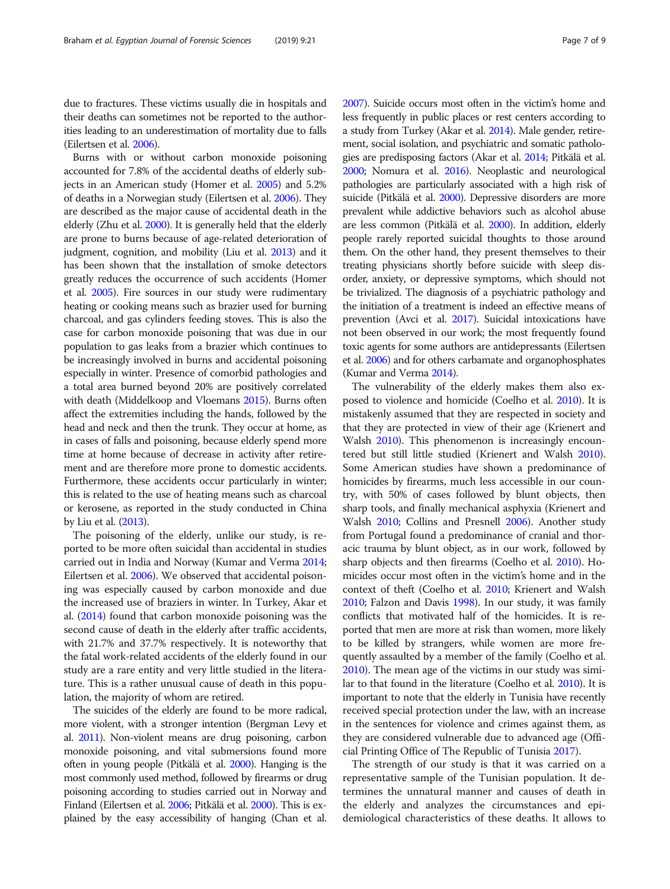due to fractures. These victims usually die in hospitals and their deaths can sometimes not be reported to the authorities leading to an underestimation of mortality due to falls (Eilertsen et al. 2006).

Burns with or without carbon monoxide poisoning accounted for 7.8% of the accidental deaths of elderly subjects in an American study (Homer et al. 2005) and 5.2% of deaths in a Norwegian study (Eilertsen et al. 2006). They are described as the major cause of accidental death in the elderly (Zhu et al. 2000). It is generally held that the elderly are prone to burns because of age-related deterioration of judgment, cognition, and mobility (Liu et al. 2013) and it has been shown that the installation of smoke detectors greatly reduces the occurrence of such accidents (Homer et al. 2005). Fire sources in our study were rudimentary heating or cooking means such as brazier used for burning charcoal, and gas cylinders feeding stoves. This is also the case for carbon monoxide poisoning that was due in our population to gas leaks from a brazier which continues to be increasingly involved in burns and accidental poisoning especially in winter. Presence of comorbid pathologies and a total area burned beyond 20% are positively correlated with death (Middelkoop and Vloemans 2015). Burns often affect the extremities including the hands, followed by the head and neck and then the trunk. They occur at home, as in cases of falls and poisoning, because elderly spend more time at home because of decrease in activity after retirement and are therefore more prone to domestic accidents. Furthermore, these accidents occur particularly in winter; this is related to the use of heating means such as charcoal or kerosene, as reported in the study conducted in China by Liu et al. (2013).

The poisoning of the elderly, unlike our study, is reported to be more often suicidal than accidental in studies carried out in India and Norway (Kumar and Verma 2014; Eilertsen et al. 2006). We observed that accidental poisoning was especially caused by carbon monoxide and due the increased use of braziers in winter. In Turkey, Akar et al. (2014) found that carbon monoxide poisoning was the second cause of death in the elderly after traffic accidents, with 21.7% and 37.7% respectively. It is noteworthy that the fatal work-related accidents of the elderly found in our study are a rare entity and very little studied in the literature. This is a rather unusual cause of death in this population, the majority of whom are retired.

The suicides of the elderly are found to be more radical, more violent, with a stronger intention (Bergman Levy et al. 2011). Non-violent means are drug poisoning, carbon monoxide poisoning, and vital submersions found more often in young people (Pitkälä et al. 2000). Hanging is the most commonly used method, followed by firearms or drug poisoning according to studies carried out in Norway and Finland (Eilertsen et al. 2006; Pitkälä et al. 2000). This is explained by the easy accessibility of hanging (Chan et al. 2007). Suicide occurs most often in the victim's home and less frequently in public places or rest centers according to a study from Turkey (Akar et al. 2014). Male gender, retirement, social isolation, and psychiatric and somatic pathologies are predisposing factors (Akar et al. 2014; Pitkälä et al. 2000; Nomura et al. 2016). Neoplastic and neurological pathologies are particularly associated with a high risk of suicide (Pitkälä et al. 2000). Depressive disorders are more prevalent while addictive behaviors such as alcohol abuse are less common (Pitkälä et al. 2000). In addition, elderly people rarely reported suicidal thoughts to those around them. On the other hand, they present themselves to their treating physicians shortly before suicide with sleep disorder, anxiety, or depressive symptoms, which should not be trivialized. The diagnosis of a psychiatric pathology and the initiation of a treatment is indeed an effective means of prevention (Avci et al. 2017). Suicidal intoxications have not been observed in our work; the most frequently found toxic agents for some authors are antidepressants (Eilertsen et al. 2006) and for others carbamate and organophosphates (Kumar and Verma 2014).

The vulnerability of the elderly makes them also exposed to violence and homicide (Coelho et al. 2010). It is mistakenly assumed that they are respected in society and that they are protected in view of their age (Krienert and Walsh 2010). This phenomenon is increasingly encountered but still little studied (Krienert and Walsh 2010). Some American studies have shown a predominance of homicides by firearms, much less accessible in our country, with 50% of cases followed by blunt objects, then sharp tools, and finally mechanical asphyxia (Krienert and Walsh 2010; Collins and Presnell 2006). Another study from Portugal found a predominance of cranial and thoracic trauma by blunt object, as in our work, followed by sharp objects and then firearms (Coelho et al. 2010). Homicides occur most often in the victim's home and in the context of theft (Coelho et al. 2010; Krienert and Walsh 2010; Falzon and Davis 1998). In our study, it was family conflicts that motivated half of the homicides. It is reported that men are more at risk than women, more likely to be killed by strangers, while women are more frequently assaulted by a member of the family (Coelho et al. 2010). The mean age of the victims in our study was similar to that found in the literature (Coelho et al. 2010). It is important to note that the elderly in Tunisia have recently received special protection under the law, with an increase in the sentences for violence and crimes against them, as they are considered vulnerable due to advanced age (Official Printing Office of The Republic of Tunisia 2017).

The strength of our study is that it was carried on a representative sample of the Tunisian population. It determines the unnatural manner and causes of death in the elderly and analyzes the circumstances and epidemiological characteristics of these deaths. It allows to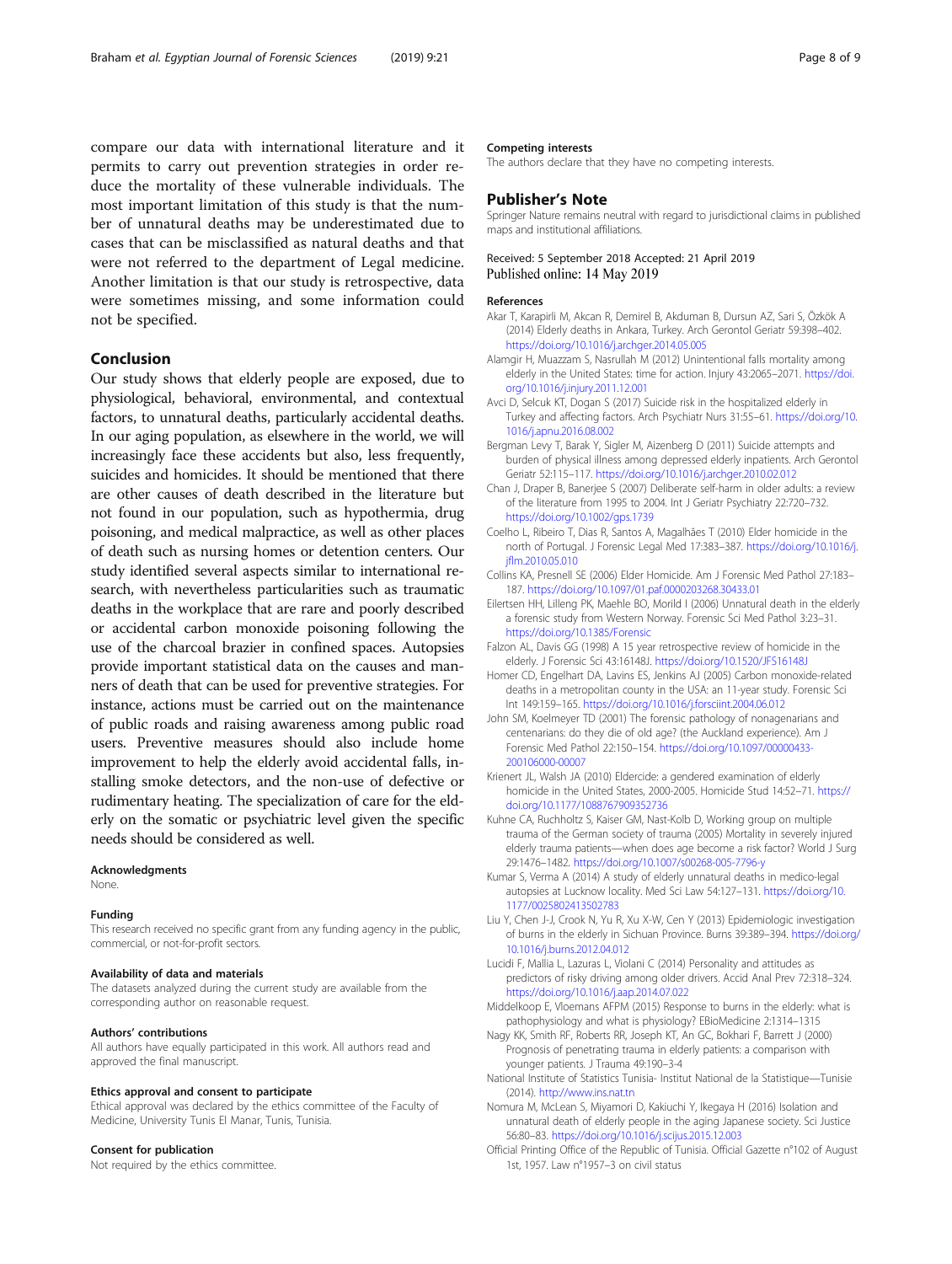compare our data with international literature and it permits to carry out prevention strategies in order reduce the mortality of these vulnerable individuals. The most important limitation of this study is that the number of unnatural deaths may be underestimated due to cases that can be misclassified as natural deaths and that were not referred to the department of Legal medicine. Another limitation is that our study is retrospective, data were sometimes missing, and some information could not be specified.

## Conclusion

Our study shows that elderly people are exposed, due to physiological, behavioral, environmental, and contextual factors, to unnatural deaths, particularly accidental deaths. In our aging population, as elsewhere in the world, we will increasingly face these accidents but also, less frequently, suicides and homicides. It should be mentioned that there are other causes of death described in the literature but not found in our population, such as hypothermia, drug poisoning, and medical malpractice, as well as other places of death such as nursing homes or detention centers. Our study identified several aspects similar to international research, with nevertheless particularities such as traumatic deaths in the workplace that are rare and poorly described or accidental carbon monoxide poisoning following the use of the charcoal brazier in confined spaces. Autopsies provide important statistical data on the causes and manners of death that can be used for preventive strategies. For instance, actions must be carried out on the maintenance of public roads and raising awareness among public road users. Preventive measures should also include home improvement to help the elderly avoid accidental falls, installing smoke detectors, and the non-use of defective or rudimentary heating. The specialization of care for the elderly on the somatic or psychiatric level given the specific needs should be considered as well.

#### Acknowledgments

None.

#### Funding

This research received no specific grant from any funding agency in the public, commercial, or not-for-profit sectors.

#### Availability of data and materials

The datasets analyzed during the current study are available from the corresponding author on reasonable request.

#### Authors' contributions

All authors have equally participated in this work. All authors read and approved the final manuscript.

#### Ethics approval and consent to participate

Ethical approval was declared by the ethics committee of the Faculty of Medicine, University Tunis El Manar, Tunis, Tunisia.

#### Consent for publication

Not required by the ethics committee.

#### Competing interests

The authors declare that they have no competing interests.

## Publisher's Note

Springer Nature remains neutral with regard to jurisdictional claims in published maps and institutional affiliations.

Received: 5 September 2018 Accepted: 21 April 2019
Published online: 14 May 2019

#### References

Akar T, Karapirli M, Akcan R, Demirel B, Akduman B, Dursun AZ, Sari S, Özkök A (2014) Elderly deaths in Ankara, Turkey. Arch Gerontol Geriatr 59:398–402. https://doi.org/10.1016/j.archger.2014.05.005

Alamgir H, Muazzam S, Nasrullah M (2012) Unintentional falls mortality among elderly in the United States: time for action. Injury 43:2065–2071. https://doi.org/10.1016/j.injury.2011.12.001

Avci D, Selcuk KT, Dogan S (2017) Suicide risk in the hospitalized elderly in Turkey and affecting factors. Arch Psychiatr Nurs 31:55–61. https://doi.org/10.1016/j.apnu.2016.08.002

Bergman Levy T, Barak Y, Sigler M, Aizenberg D (2011) Suicide attempts and burden of physical illness among depressed elderly inpatients. Arch Gerontol Geriatr 52:115–117. https://doi.org/10.1016/j.archger.2010.02.012

Chan J, Draper B, Banerjee S (2007) Deliberate self-harm in older adults: a review of the literature from 1995 to 2004. Int J Geriatr Psychiatry 22:720–732. https://doi.org/10.1002/gps.1739

Coelho L, Ribeiro T, Dias R, Santos A, Magalhães T (2010) Elder homicide in the north of Portugal. J Forensic Legal Med 17:383–387. https://doi.org/10.1016/j.jflm.2010.05.010

Collins KA, Presnell SE (2006) Elder Homicide. Am J Forensic Med Pathol 27:183–187. https://doi.org/10.1097/01.paf.0000203268.30433.01

Eilertsen HH, Lilleng PK, Maehle BO, Morild I (2006) Unnatural death in the elderly a forensic study from Western Norway. Forensic Sci Med Pathol 3:23–31. https://doi.org/10.1385/Forensic

Falzon AL, Davis GG (1998) A 15 year retrospective review of homicide in the elderly. J Forensic Sci 43:16148J. https://doi.org/10.1520/JFS16148J

Homer CD, Engelhart DA, Lavins ES, Jenkins AJ (2005) Carbon monoxide-related deaths in a metropolitan county in the USA: an 11-year study. Forensic Sci Int 149:159–165. https://doi.org/10.1016/j.forsciint.2004.06.012

John SM, Koelmeyer TD (2001) The forensic pathology of nonagenarians and centenarians: do they die of old age? (the Auckland experience). Am J Forensic Med Pathol 22:150–154. https://doi.org/10.1097/00000433-200106000-00007

Krienert JL, Walsh JA (2010) Eldercide: a gendered examination of elderly homicide in the United States, 2000-2005. Homicide Stud 14:52–71. https://doi.org/10.1177/1088767909352736

Kuhne CA, Ruchholtz S, Kaiser GM, Nast-Kolb D, Working group on multiple trauma of the German society of trauma (2005) Mortality in severely injured elderly trauma patients—when does age become a risk factor? World J Surg 29:1476–1482. https://doi.org/10.1007/s00268-005-7796-y

Kumar S, Verma A (2014) A study of elderly unnatural deaths in medico-legal autopsies at Lucknow locality. Med Sci Law 54:127–131. https://doi.org/10.1177/0025802413502783

Liu Y, Chen J-J, Crook N, Yu R, Xu X-W, Cen Y (2013) Epidemiologic investigation of burns in the elderly in Sichuan Province. Burns 39:389–394. https://doi.org/10.1016/j.burns.2012.04.012

Lucidi F, Mallia L, Lazuras L, Violani C (2014) Personality and attitudes as predictors of risky driving among older drivers. Accid Anal Prev 72:318–324. https://doi.org/10.1016/j.aap.2014.07.022

Middelkoop E, Vloemans AFPM (2015) Response to burns in the elderly: what is pathophysiology and what is physiology? EBioMedicine 2:1314–1315

Nagy KK, Smith RF, Roberts RR, Joseph KT, An GC, Bokhari F, Barrett J (2000) Prognosis of penetrating trauma in elderly patients: a comparison with younger patients. J Trauma 49:190–3-4

National Institute of Statistics Tunisia- Institut National de la Statistique—Tunisie (2014). http://www.ins.nat.tn

Nomura M, McLean S, Miyamori D, Kakiuchi Y, Ikegaya H (2016) Isolation and unnatural death of elderly people in the aging Japanese society. Sci Justice 56:80–83. https://doi.org/10.1016/j.scijus.2015.12.003

Official Printing Office of the Republic of Tunisia. Official Gazette n°102 of August 1st, 1957. Law n°1957–3 on civil status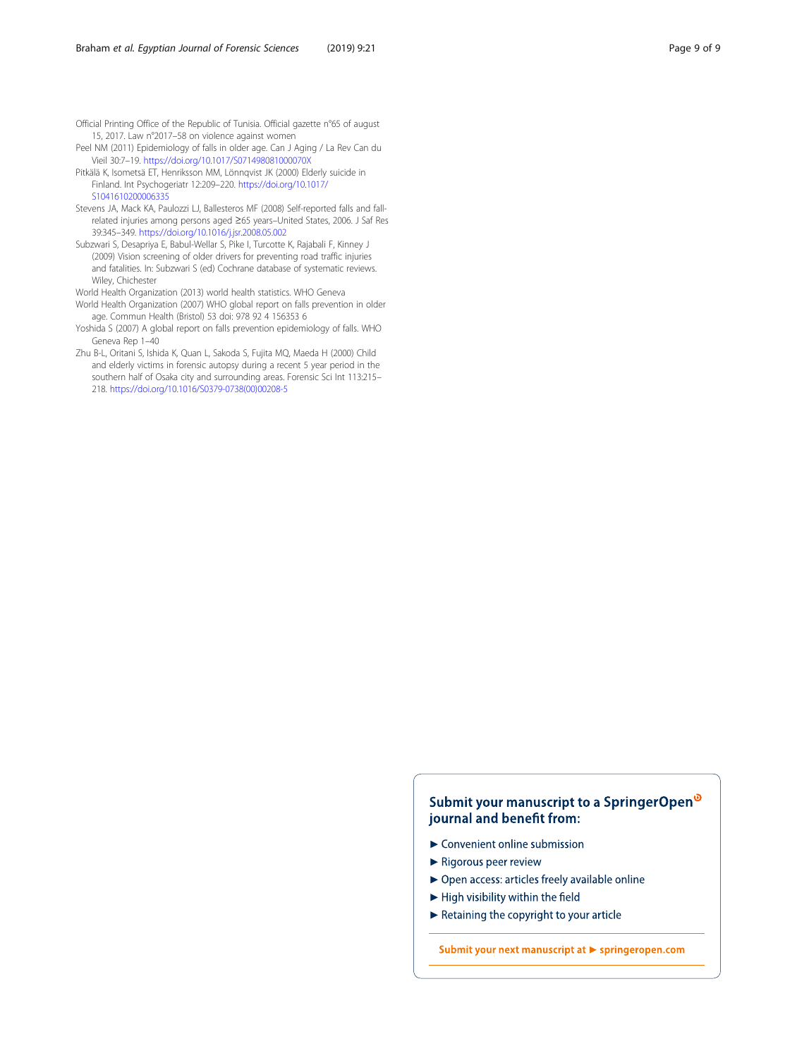Official Printing Office of the Republic of Tunisia. Official gazette n°65 of august 15, 2017. Law n°2017–58 on violence against women

Peel NM (2011) Epidemiology of falls in older age. Can J Aging / La Rev Can du Vieil 30:7–19. https://doi.org/10.1017/S071498081000070X

Pitkälä K, Isometsä ET, Henriksson MM, Lönnqvist JK (2000) Elderly suicide in Finland. Int Psychogeriatr 12:209–220. https://doi.org/10.1017/S1041610200006335

Stevens JA, Mack KA, Paulozzi LJ, Ballesteros MF (2008) Self-reported falls and fall-related injuries among persons aged ≥65 years–United States, 2006. J Saf Res 39:345–349. https://doi.org/10.1016/j.jsr.2008.05.002

Subzwari S, Desapriya E, Babul-Wellar S, Pike I, Turcotte K, Rajabali F, Kinney J (2009) Vision screening of older drivers for preventing road traffic injuries and fatalities. In: Subzwari S (ed) Cochrane database of systematic reviews. Wiley, Chichester

World Health Organization (2013) world health statistics. WHO Geneva

World Health Organization (2007) WHO global report on falls prevention in older age. Commun Health (Bristol) 53 doi: 978 92 4 156353 6

Yoshida S (2007) A global report on falls prevention epidemiology of falls. WHO Geneva Rep 1–40

Zhu B-L, Oritani S, Ishida K, Quan L, Sakoda S, Fujita MQ, Maeda H (2000) Child and elderly victims in forensic autopsy during a recent 5 year period in the southern half of Osaka city and surrounding areas. Forensic Sci Int 113:215–218. https://doi.org/10.1016/S0379-0738(00)00208-5

**Submit your manuscript to a SpringerOpen journal and benefit from:**

- ► Convenient online submission
- ► Rigorous peer review
- ► Open access: articles freely available online
- ► High visibility within the field
- ► Retaining the copyright to your article

**Submit your next manuscript at ► springeropen.com**